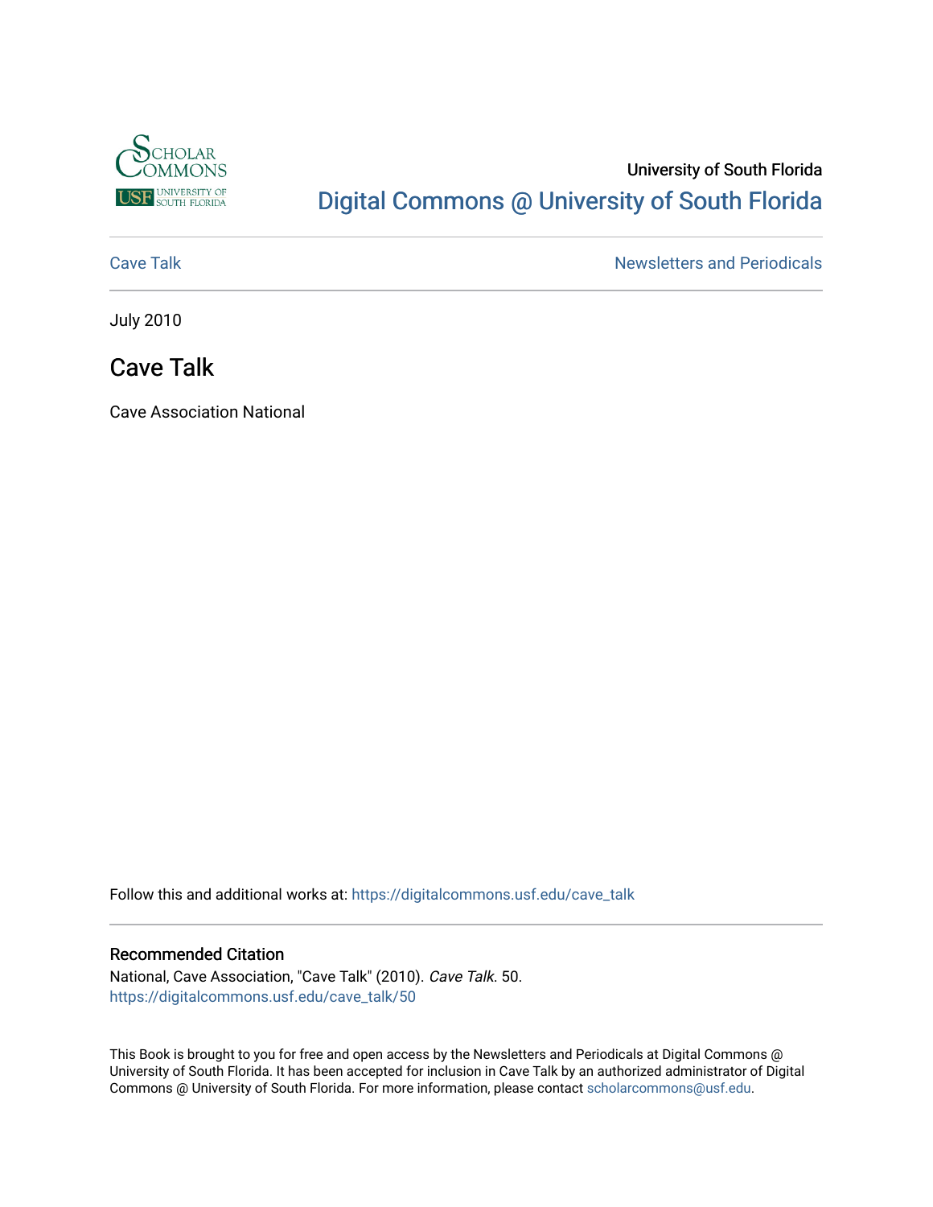University of South Florida

Digital Commons @ University of South Florida

Cave Talk

Newsletters and Periodicals

July 2010

# Cave Talk

Cave Association National

Follow this and additional works at: https://digitalcommons.usf.edu/cave_talk

## Recommended Citation

National, Cave Association, "Cave Talk" (2010). *Cave Talk*. 50.
https://digitalcommons.usf.edu/cave_talk/50

This Book is brought to you for free and open access by the Newsletters and Periodicals at Digital Commons @ University of South Florida. It has been accepted for inclusion in Cave Talk by an authorized administrator of Digital Commons @ University of South Florida. For more information, please contact scholarcommons@usf.edu.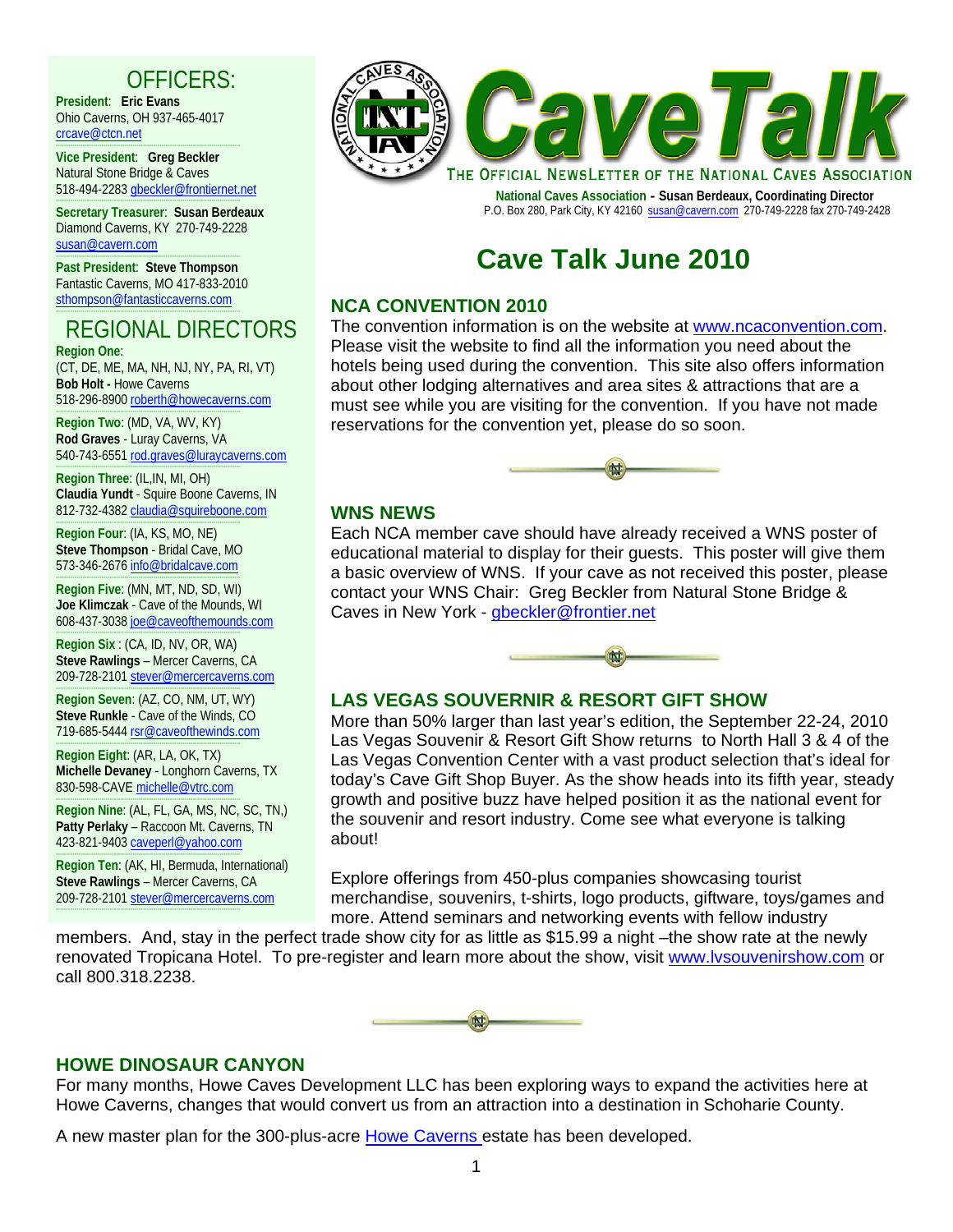**OFFICERS:**

**President**: **Eric Evans**
Ohio Caverns, OH 937-465-4017
crcave@ctcn.net

**Vice President**: **Greg Beckler**
Natural Stone Bridge & Caves
518-494-2283 gbeckler@frontiernet.net

**Secretary Treasurer**: **Susan Berdeaux**
Diamond Caverns, KY 270-749-2228
susan@cavern.com

**Past President**: **Steve Thompson**
Fantastic Caverns, MO 417-833-2010
sthompson@fantasticcaverns.com

**REGIONAL DIRECTORS**

**Region One**:
(CT, DE, ME, MA, NH, NJ, NY, PA, RI, VT)
**Bob Holt -** Howe Caverns
518-296-8900 roberth@howecaverns.com

**Region Two**: (MD, VA, WV, KY)
**Rod Graves** - Luray Caverns, VA
540-743-6551 rod.graves@luraycaverns.com

**Region Three**: (IL,IN, MI, OH)
**Claudia Yundt** - Squire Boone Caverns, IN
812-732-4382 claudia@squireboone.com

**Region Four**: (IA, KS, MO, NE)
**Steve Thompson** - Bridal Cave, MO
573-346-2676 info@bridalcave.com

**Region Five**: (MN, MT, ND, SD, WI)
**Joe Klimczak** - Cave of the Mounds, WI
608-437-3038 joe@caveofthemounds.com

**Region Six** : (CA, ID, NV, OR, WA)
**Steve Rawlings** – Mercer Caverns, CA
209-728-2101 stever@mercercaverns.com

**Region Seven**: (AZ, CO, NM, UT, WY)
**Steve Runkle** - Cave of the Winds, CO
719-685-5444 rsr@caveofthewinds.com

**Region Eight**: (AR, LA, OK, TX)
**Michelle Devaney** - Longhorn Caverns, TX
830-598-CAVE michelle@vtrc.com

**Region Nine**: (AL, FL, GA, MS, NC, SC, TN,)
**Patty Perlaky** – Raccoon Mt. Caverns, TN
423-821-9403 caveperl@yahoo.com

**Region Ten**: (AK, HI, Bermuda, International)
**Steve Rawlings** – Mercer Caverns, CA
209-728-2101 stever@mercercaverns.com

# CaveTalk

THE OFFICIAL NEWSLETTER OF THE NATIONAL CAVES ASSOCIATION

**National Caves Association - Susan Berdeaux, Coordinating Director**
P.O. Box 280, Park City, KY 42160 susan@cavern.com 270-749-2228 fax 270-749-2428

# Cave Talk June 2010

## NCA CONVENTION 2010

The convention information is on the website at www.ncaconvention.com. Please visit the website to find all the information you need about the hotels being used during the convention. This site also offers information about other lodging alternatives and area sites & attractions that are a must see while you are visiting for the convention. If you have not made reservations for the convention yet, please do so soon.

## WNS NEWS

Each NCA member cave should have already received a WNS poster of educational material to display for their guests. This poster will give them a basic overview of WNS. If your cave as not received this poster, please contact your WNS Chair: Greg Beckler from Natural Stone Bridge & Caves in New York - gbeckler@frontier.net

## LAS VEGAS SOUVERNIR & RESORT GIFT SHOW

More than 50% larger than last year's edition, the September 22-24, 2010 Las Vegas Souvenir & Resort Gift Show returns to North Hall 3 & 4 of the Las Vegas Convention Center with a vast product selection that's ideal for today's Cave Gift Shop Buyer. As the show heads into its fifth year, steady growth and positive buzz have helped position it as the national event for the souvenir and resort industry. Come see what everyone is talking about!

Explore offerings from 450-plus companies showcasing tourist merchandise, souvenirs, t-shirts, logo products, giftware, toys/games and more. Attend seminars and networking events with fellow industry members. And, stay in the perfect trade show city for as little as $15.99 a night –the show rate at the newly renovated Tropicana Hotel. To pre-register and learn more about the show, visit www.lvsouvenirshow.com or call 800.318.2238.

## HOWE DINOSAUR CANYON

For many months, Howe Caves Development LLC has been exploring ways to expand the activities here at Howe Caverns, changes that would convert us from an attraction into a destination in Schoharie County.

A new master plan for the 300-plus-acre Howe Caverns estate has been developed.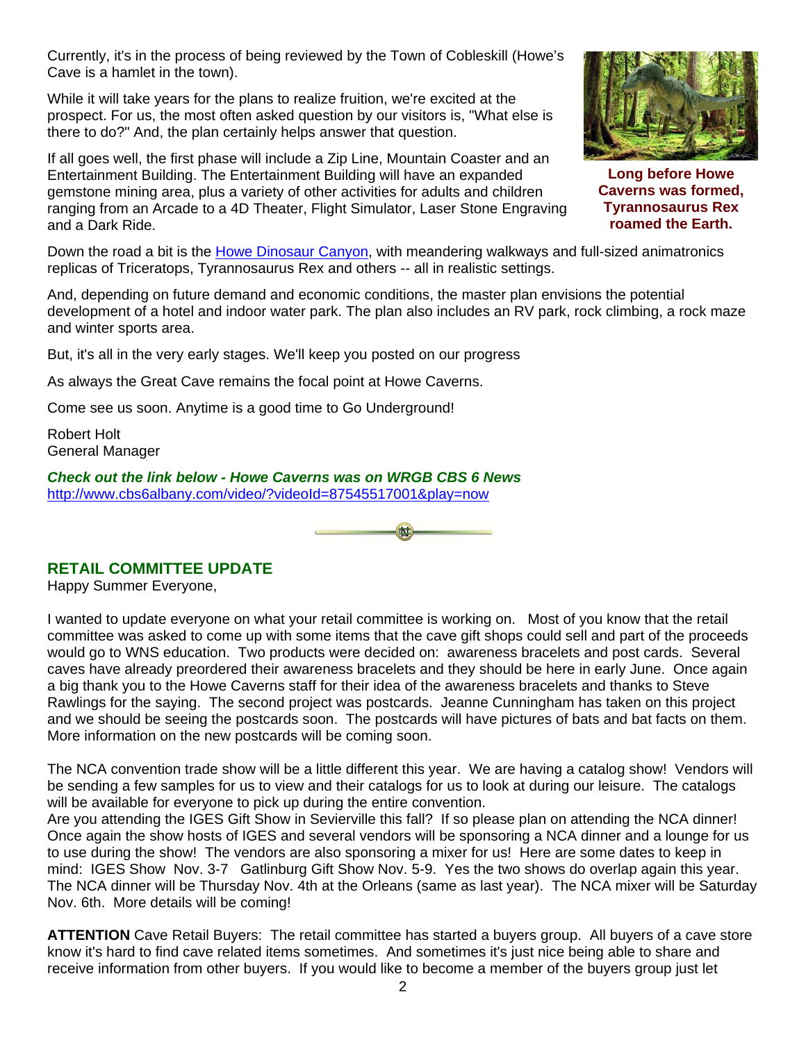Currently, it's in the process of being reviewed by the Town of Cobleskill (Howe's Cave is a hamlet in the town).

While it will take years for the plans to realize fruition, we're excited at the prospect. For us, the most often asked question by our visitors is, "What else is there to do?" And, the plan certainly helps answer that question.

If all goes well, the first phase will include a Zip Line, Mountain Coaster and an Entertainment Building. The Entertainment Building will have an expanded gemstone mining area, plus a variety of other activities for adults and children ranging from an Arcade to a 4D Theater, Flight Simulator, Laser Stone Engraving and a Dark Ride.

**Long before Howe Caverns was formed, Tyrannosaurus Rex roamed the Earth.**

Down the road a bit is the Howe Dinosaur Canyon, with meandering walkways and full-sized animatronics replicas of Triceratops, Tyrannosaurus Rex and others -- all in realistic settings.

And, depending on future demand and economic conditions, the master plan envisions the potential development of a hotel and indoor water park. The plan also includes an RV park, rock climbing, a rock maze and winter sports area.

But, it's all in the very early stages. We'll keep you posted on our progress

As always the Great Cave remains the focal point at Howe Caverns.

Come see us soon. Anytime is a good time to Go Underground!

Robert Holt
General Manager

***Check out the link below - Howe Caverns was on WRGB CBS 6 News***
http://www.cbs6albany.com/video/?videoId=87545517001&play=now

## RETAIL COMMITTEE UPDATE

Happy Summer Everyone,

I wanted to update everyone on what your retail committee is working on. Most of you know that the retail committee was asked to come up with some items that the cave gift shops could sell and part of the proceeds would go to WNS education. Two products were decided on: awareness bracelets and post cards. Several caves have already preordered their awareness bracelets and they should be here in early June. Once again a big thank you to the Howe Caverns staff for their idea of the awareness bracelets and thanks to Steve Rawlings for the saying. The second project was postcards. Jeanne Cunningham has taken on this project and we should be seeing the postcards soon. The postcards will have pictures of bats and bat facts on them. More information on the new postcards will be coming soon.

The NCA convention trade show will be a little different this year. We are having a catalog show! Vendors will be sending a few samples for us to view and their catalogs for us to look at during our leisure. The catalogs will be available for everyone to pick up during the entire convention.
Are you attending the IGES Gift Show in Sevierville this fall? If so please plan on attending the NCA dinner! Once again the show hosts of IGES and several vendors will be sponsoring a NCA dinner and a lounge for us to use during the show! The vendors are also sponsoring a mixer for us! Here are some dates to keep in mind: IGES Show Nov. 3-7 Gatlinburg Gift Show Nov. 5-9. Yes the two shows do overlap again this year. The NCA dinner will be Thursday Nov. 4th at the Orleans (same as last year). The NCA mixer will be Saturday Nov. 6th. More details will be coming!

**ATTENTION** Cave Retail Buyers: The retail committee has started a buyers group. All buyers of a cave store know it's hard to find cave related items sometimes. And sometimes it's just nice being able to share and receive information from other buyers. If you would like to become a member of the buyers group just let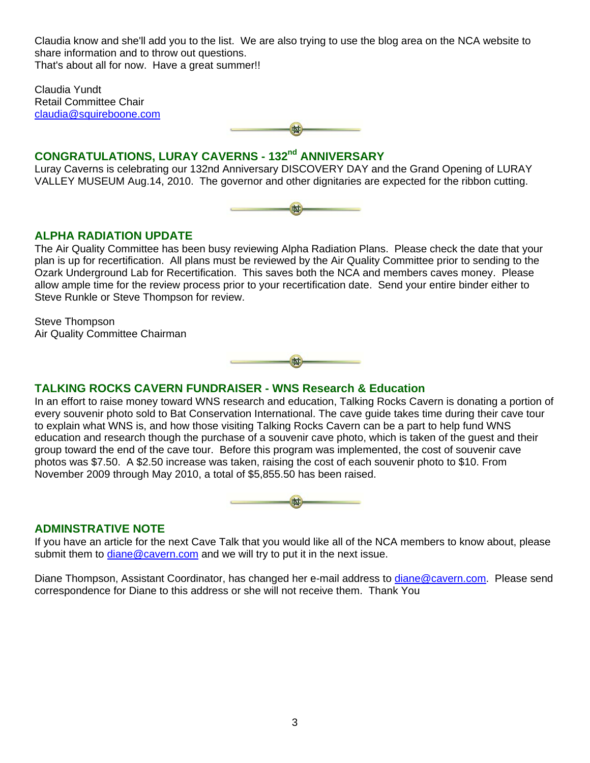Claudia know and she'll add you to the list. We are also trying to use the blog area on the NCA website to share information and to throw out questions.
That's about all for now. Have a great summer!!

Claudia Yundt
Retail Committee Chair
claudia@squireboone.com

## CONGRATULATIONS, LURAY CAVERNS - 132nd ANNIVERSARY

Luray Caverns is celebrating our 132nd Anniversary DISCOVERY DAY and the Grand Opening of LURAY VALLEY MUSEUM Aug.14, 2010. The governor and other dignitaries are expected for the ribbon cutting.

## ALPHA RADIATION UPDATE

The Air Quality Committee has been busy reviewing Alpha Radiation Plans. Please check the date that your plan is up for recertification. All plans must be reviewed by the Air Quality Committee prior to sending to the Ozark Underground Lab for Recertification. This saves both the NCA and members caves money. Please allow ample time for the review process prior to your recertification date. Send your entire binder either to Steve Runkle or Steve Thompson for review.

Steve Thompson
Air Quality Committee Chairman

## TALKING ROCKS CAVERN FUNDRAISER - WNS Research & Education

In an effort to raise money toward WNS research and education, Talking Rocks Cavern is donating a portion of every souvenir photo sold to Bat Conservation International. The cave guide takes time during their cave tour to explain what WNS is, and how those visiting Talking Rocks Cavern can be a part to help fund WNS education and research though the purchase of a souvenir cave photo, which is taken of the guest and their group toward the end of the cave tour. Before this program was implemented, the cost of souvenir cave photos was $7.50. A $2.50 increase was taken, raising the cost of each souvenir photo to $10. From November 2009 through May 2010, a total of $5,855.50 has been raised.

## ADMINSTRATIVE NOTE

If you have an article for the next Cave Talk that you would like all of the NCA members to know about, please submit them to diane@cavern.com and we will try to put it in the next issue.

Diane Thompson, Assistant Coordinator, has changed her e-mail address to diane@cavern.com. Please send correspondence for Diane to this address or she will not receive them. Thank You